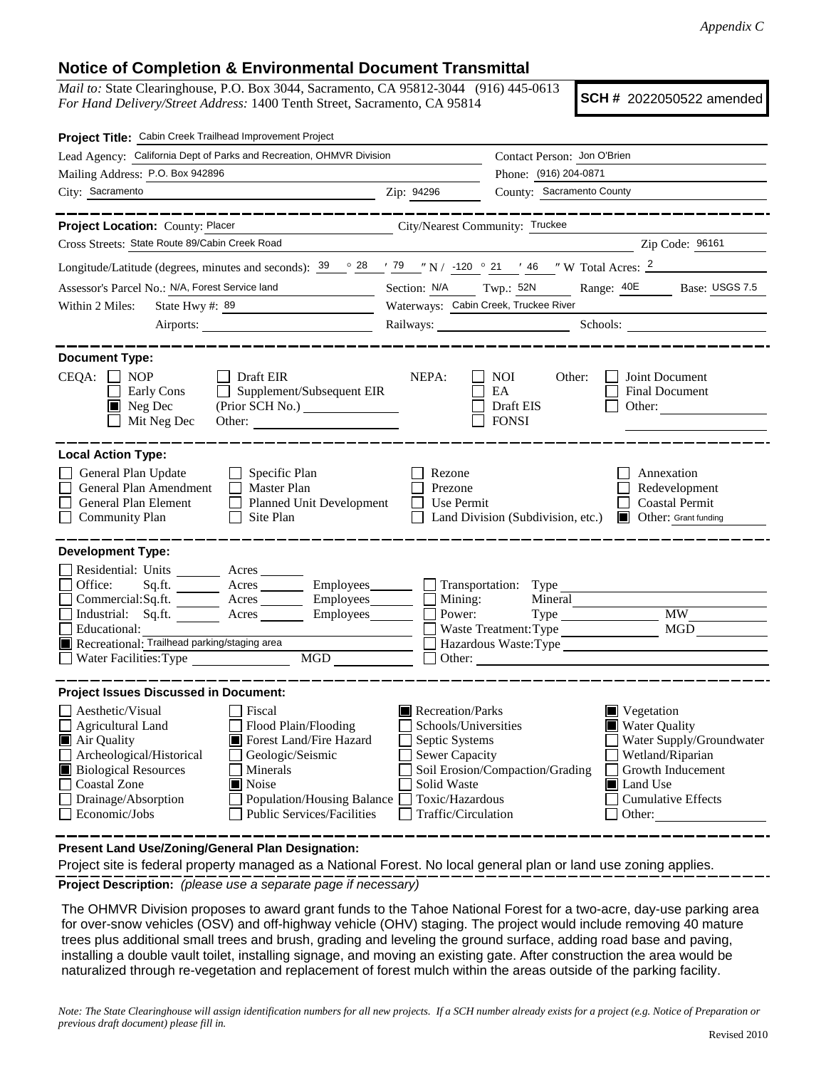*Appendix C*

## Notice of Completion & Environmental Document Transmittal

*Mail to:* State Clearinghouse, P.O. Box 3044, Sacramento, CA 95812-3044 (916) 445-0613
*For Hand Delivery/Street Address:* 1400 Tenth Street, Sacramento, CA 95814

**SCH #** 2022050522 amended

**Project Title:** Cabin Creek Trailhead Improvement Project

Lead Agency: California Dept of Parks and Recreation, OHMVR Division — Contact Person: Jon O'Brien

Mailing Address: P.O. Box 942896 — Phone: (916) 204-0871

City: Sacramento — Zip: 94296 — County: Sacramento County

**Project Location:** County: Placer — City/Nearest Community: Truckee

Cross Streets: State Route 89/Cabin Creek Road — Zip Code: 96161

Longitude/Latitude (degrees, minutes and seconds): 39 ° 28 ′ 79 ″ N / -120 ° 21 ′ 46 ″ W Total Acres: 2

Assessor's Parcel No.: N/A, Forest Service land — Section: N/A — Twp.: 52N — Range: 40E — Base: USGS 7.5

Within 2 Miles: State Hwy #: 89 — Waterways: Cabin Creek, Truckee River

Airports: — Railways: — Schools:

**Document Type:**

CEQA: ☐ NOP ☐ Early Cons ■ Neg Dec ☐ Mit Neg Dec ☐ Draft EIR ☐ Supplement/Subsequent EIR (Prior SCH No.) Other:

NEPA: ☐ NOI ☐ EA ☐ Draft EIS ☐ FONSI

Other: ☐ Joint Document ☐ Final Document ☐ Other:

**Local Action Type:**

☐ General Plan Update ☐ General Plan Amendment ☐ General Plan Element ☐ Community Plan ☐ Specific Plan ☐ Master Plan ☐ Planned Unit Development ☐ Site Plan ☐ Rezone ☐ Prezone ☐ Use Permit ☐ Land Division (Subdivision, etc.) ☐ Annexation ☐ Redevelopment ☐ Coastal Permit ■ Other: Grant funding

**Development Type:**

☐ Residential: Units ___ Acres ___
☐ Office: Sq.ft. ___ Acres ___ Employees ___
☐ Commercial: Sq.ft. ___ Acres ___ Employees ___
☐ Industrial: Sq.ft. ___ Acres ___ Employees ___
☐ Educational:
■ Recreational: Trailhead parking/staging area
☐ Water Facilities: Type ___ MGD ___
☐ Transportation: Type
☐ Mining: Mineral
☐ Power: Type ___ MW
☐ Waste Treatment: Type ___ MGD
☐ Hazardous Waste: Type
☐ Other:

**Project Issues Discussed in Document:**

☐ Aesthetic/Visual
☐ Agricultural Land
■ Air Quality
☐ Archeological/Historical
■ Biological Resources
☐ Coastal Zone
☐ Drainage/Absorption
☐ Economic/Jobs
☐ Fiscal
☐ Flood Plain/Flooding
■ Forest Land/Fire Hazard
☐ Geologic/Seismic
☐ Minerals
■ Noise
☐ Population/Housing Balance
☐ Public Services/Facilities
■ Recreation/Parks
☐ Schools/Universities
☐ Septic Systems
☐ Sewer Capacity
☐ Soil Erosion/Compaction/Grading
☐ Solid Waste
☐ Toxic/Hazardous
☐ Traffic/Circulation
■ Vegetation
■ Water Quality
☐ Water Supply/Groundwater
☐ Wetland/Riparian
☐ Growth Inducement
■ Land Use
☐ Cumulative Effects
☐ Other:

**Present Land Use/Zoning/General Plan Designation:**

Project site is federal property managed as a National Forest. No local general plan or land use zoning applies.

**Project Description:** *(please use a separate page if necessary)*

The OHMVR Division proposes to award grant funds to the Tahoe National Forest for a two-acre, day-use parking area for over-snow vehicles (OSV) and off-highway vehicle (OHV) staging. The project would include removing 40 mature trees plus additional small trees and brush, grading and leveling the ground surface, adding road base and paving, installing a double vault toilet, installing signage, and moving an existing gate. After construction the area would be naturalized through re-vegetation and replacement of forest mulch within the areas outside of the parking facility.

*Note: The State Clearinghouse will assign identification numbers for all new projects. If a SCH number already exists for a project (e.g. Notice of Preparation or previous draft document) please fill in.*

Revised 2010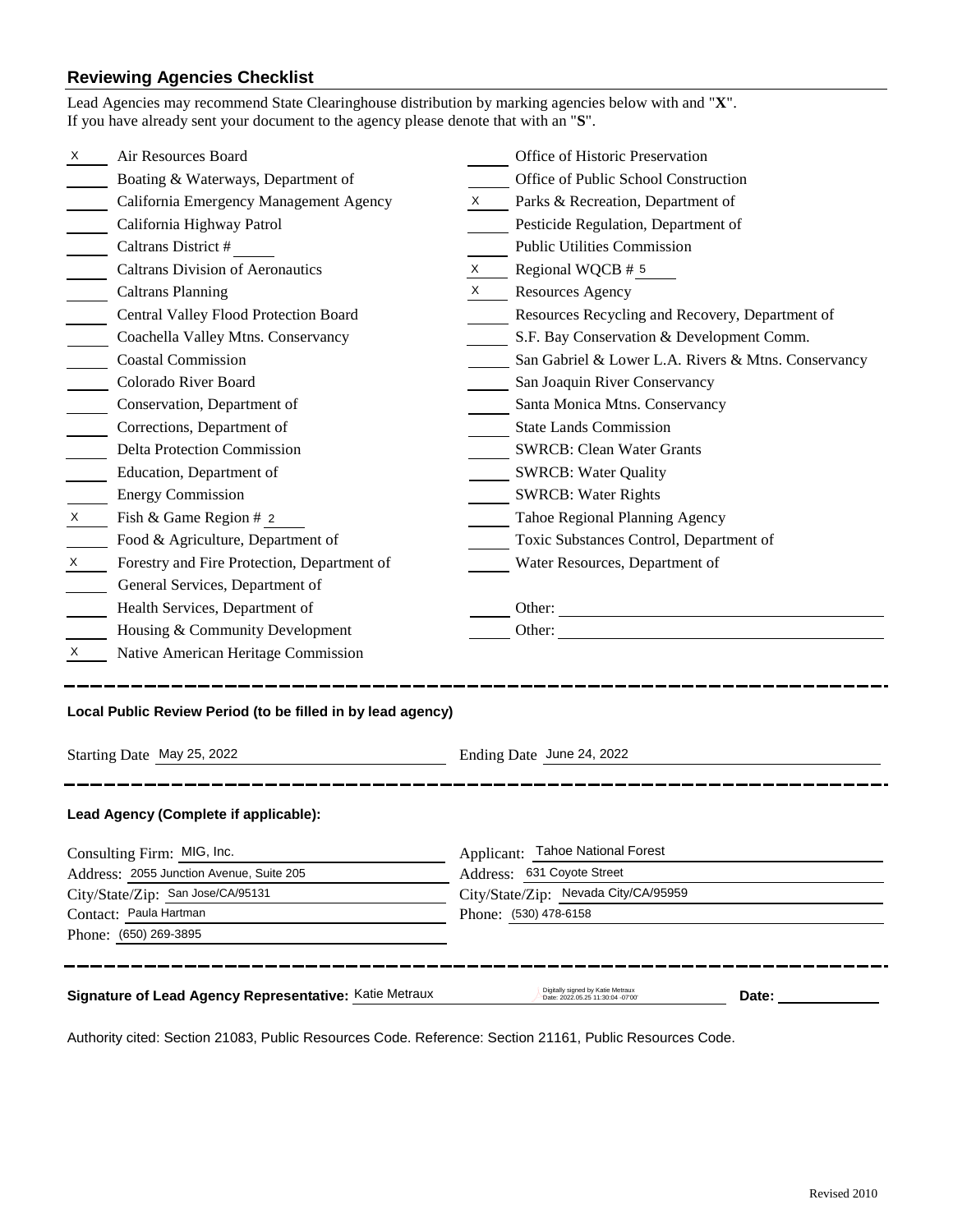## Reviewing Agencies Checklist

Lead Agencies may recommend State Clearinghouse distribution by marking agencies below with and "**X**".
If you have already sent your document to the agency please denote that with an "**S**".

| | | | |
|---|---|---|---|
| X | Air Resources Board | | Office of Historic Preservation |
| | Boating & Waterways, Department of | | Office of Public School Construction |
| | California Emergency Management Agency | X | Parks & Recreation, Department of |
| | California Highway Patrol | | Pesticide Regulation, Department of |
| | Caltrans District # | | Public Utilities Commission |
| | Caltrans Division of Aeronautics | X | Regional WQCB # 5 |
| | Caltrans Planning | X | Resources Agency |
| | Central Valley Flood Protection Board | | Resources Recycling and Recovery, Department of |
| | Coachella Valley Mtns. Conservancy | | S.F. Bay Conservation & Development Comm. |
| | Coastal Commission | | San Gabriel & Lower L.A. Rivers & Mtns. Conservancy |
| | Colorado River Board | | San Joaquin River Conservancy |
| | Conservation, Department of | | Santa Monica Mtns. Conservancy |
| | Corrections, Department of | | State Lands Commission |
| | Delta Protection Commission | | SWRCB: Clean Water Grants |
| | Education, Department of | | SWRCB: Water Quality |
| | Energy Commission | | SWRCB: Water Rights |
| X | Fish & Game Region # 2 | | Tahoe Regional Planning Agency |
| | Food & Agriculture, Department of | | Toxic Substances Control, Department of |
| X | Forestry and Fire Protection, Department of | | Water Resources, Department of |
| | General Services, Department of | | |
| | Health Services, Department of | | Other: |
| | Housing & Community Development | | Other: |
| X | Native American Heritage Commission | | |

---

**Local Public Review Period (to be filled in by lead agency)**

Starting Date May 25, 2022 Ending Date June 24, 2022

---

**Lead Agency (Complete if applicable):**

Consulting Firm: MIG, Inc.
Address: 2055 Junction Avenue, Suite 205
City/State/Zip: San Jose/CA/95131
Contact: Paula Hartman
Phone: (650) 269-3895

Applicant: Tahoe National Forest
Address: 631 Coyote Street
City/State/Zip: Nevada City/CA/95959
Phone: (530) 478-6158

---

**Signature of Lead Agency Representative:** Katie Metraux Digitally signed by Katie Metraux Date: 2022.05.25 11:30:04 -07'00' **Date:**

Authority cited: Section 21083, Public Resources Code. Reference: Section 21161, Public Resources Code.

Revised 2010